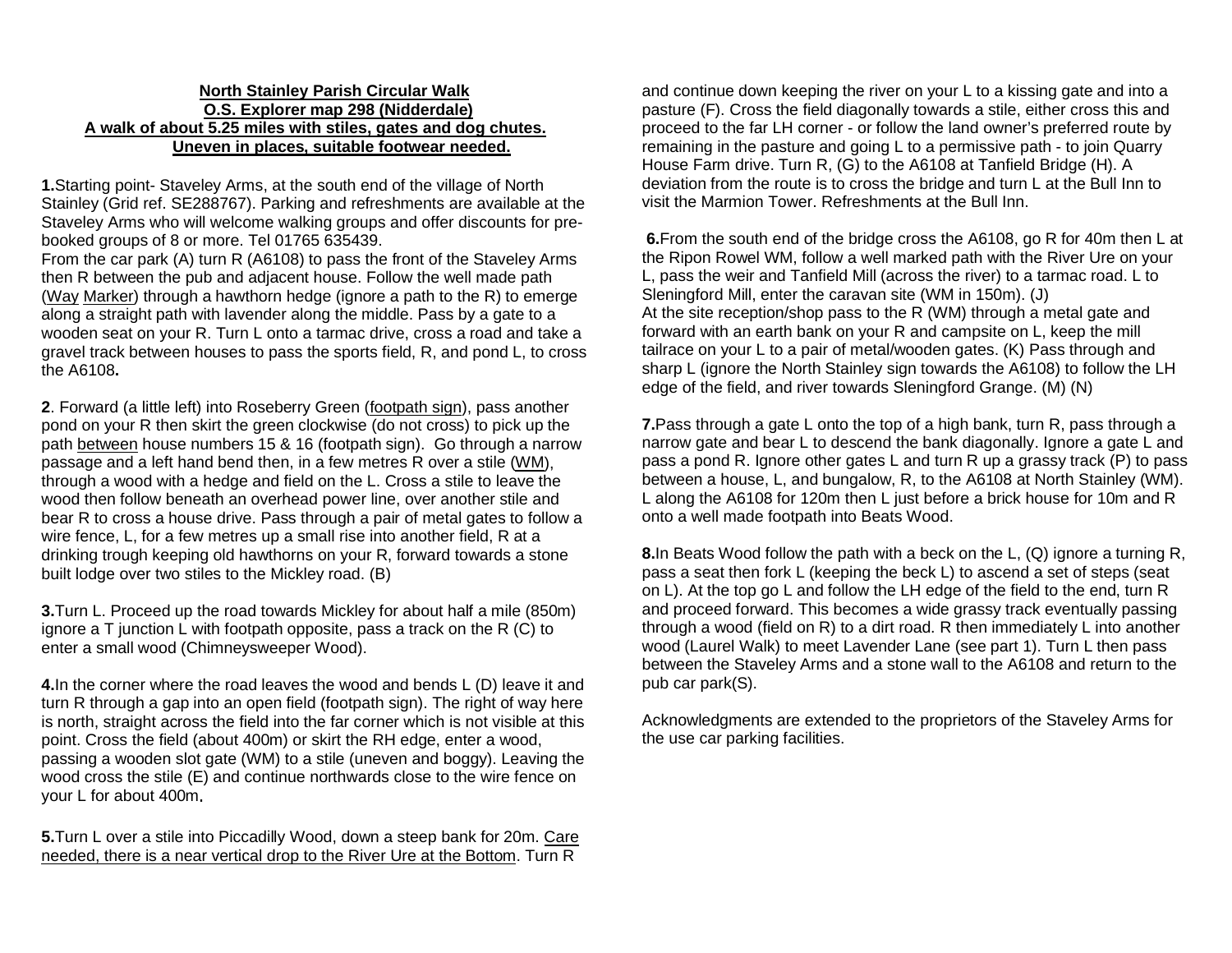**North Stainley Parish Circular Walk**
**O.S. Explorer map 298 (Nidderdale)**
**A walk of about 5.25 miles with stiles, gates and dog chutes.**
**Uneven in places, suitable footwear needed.**

**1.** Starting point- Staveley Arms, at the south end of the village of North Stainley (Grid ref. SE288767). Parking and refreshments are available at the Staveley Arms who will welcome walking groups and offer discounts for pre-booked groups of 8 or more. Tel 01765 635439.
From the car park (A) turn R (A6108) to pass the front of the Staveley Arms then R between the pub and adjacent house. Follow the well made path (Way Marker) through a hawthorn hedge (ignore a path to the R) to emerge along a straight path with lavender along the middle. Pass by a gate to a wooden seat on your R. Turn L onto a tarmac drive, cross a road and take a gravel track between houses to pass the sports field, R, and pond L, to cross the A6108**.**

**2**. Forward (a little left) into Roseberry Green (footpath sign), pass another pond on your R then skirt the green clockwise (do not cross) to pick up the path between house numbers 15 & 16 (footpath sign). Go through a narrow passage and a left hand bend then, in a few metres R over a stile (WM), through a wood with a hedge and field on the L. Cross a stile to leave the wood then follow beneath an overhead power line, over another stile and bear R to cross a house drive. Pass through a pair of metal gates to follow a wire fence, L, for a few metres up a small rise into another field, R at a drinking trough keeping old hawthorns on your R, forward towards a stone built lodge over two stiles to the Mickley road. (B)

**3.** Turn L. Proceed up the road towards Mickley for about half a mile (850m) ignore a T junction L with footpath opposite, pass a track on the R (C) to enter a small wood (Chimneysweeper Wood).

**4.** In the corner where the road leaves the wood and bends L (D) leave it and turn R through a gap into an open field (footpath sign). The right of way here is north, straight across the field into the far corner which is not visible at this point. Cross the field (about 400m) or skirt the RH edge, enter a wood, passing a wooden slot gate (WM) to a stile (uneven and boggy). Leaving the wood cross the stile (E) and continue northwards close to the wire fence on your L for about 400m.

**5.** Turn L over a stile into Piccadilly Wood, down a steep bank for 20m. Care needed, there is a near vertical drop to the River Ure at the Bottom. Turn R and continue down keeping the river on your L to a kissing gate and into a pasture (F). Cross the field diagonally towards a stile, either cross this and proceed to the far LH corner - or follow the land owner's preferred route by remaining in the pasture and going L to a permissive path - to join Quarry House Farm drive. Turn R, (G) to the A6108 at Tanfield Bridge (H). A deviation from the route is to cross the bridge and turn L at the Bull Inn to visit the Marmion Tower. Refreshments at the Bull Inn.

**6.** From the south end of the bridge cross the A6108, go R for 40m then L at the Ripon Rowel WM, follow a well marked path with the River Ure on your L, pass the weir and Tanfield Mill (across the river) to a tarmac road. L to Sleningford Mill, enter the caravan site (WM in 150m). (J)
At the site reception/shop pass to the R (WM) through a metal gate and forward with an earth bank on your R and campsite on L, keep the mill tailrace on your L to a pair of metal/wooden gates. (K) Pass through and sharp L (ignore the North Stainley sign towards the A6108) to follow the LH edge of the field, and river towards Sleningford Grange. (M) (N)

**7.** Pass through a gate L onto the top of a high bank, turn R, pass through a narrow gate and bear L to descend the bank diagonally. Ignore a gate L and pass a pond R. Ignore other gates L and turn R up a grassy track (P) to pass between a house, L, and bungalow, R, to the A6108 at North Stainley (WM). L along the A6108 for 120m then L just before a brick house for 10m and R onto a well made footpath into Beats Wood.

**8.** In Beats Wood follow the path with a beck on the L, (Q) ignore a turning R, pass a seat then fork L (keeping the beck L) to ascend a set of steps (seat on L). At the top go L and follow the LH edge of the field to the end, turn R and proceed forward. This becomes a wide grassy track eventually passing through a wood (field on R) to a dirt road. R then immediately L into another wood (Laurel Walk) to meet Lavender Lane (see part 1). Turn L then pass between the Staveley Arms and a stone wall to the A6108 and return to the pub car park(S).

Acknowledgments are extended to the proprietors of the Staveley Arms for the use car parking facilities.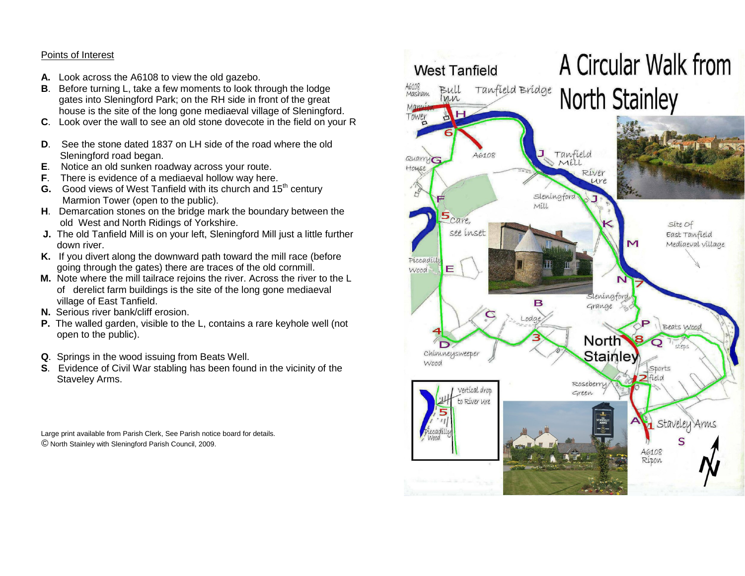Points of Interest

**A.** Look across the A6108 to view the old gazebo.

**B**. Before turning L, take a few moments to look through the lodge gates into Sleningford Park; on the RH side in front of the great house is the site of the long gone mediaeval village of Sleningford.

**C**. Look over the wall to see an old stone dovecote in the field on your R

**D**. See the stone dated 1837 on LH side of the road where the old Sleningford road began.

**E**. Notice an old sunken roadway across your route.

**F**. There is evidence of a mediaeval hollow way here.

**G.** Good views of West Tanfield with its church and 15th century Marmion Tower (open to the public).

**H**. Demarcation stones on the bridge mark the boundary between the old West and North Ridings of Yorkshire.

**J.** The old Tanfield Mill is on your left, Sleningford Mill just a little further down river.

**K.** If you divert along the downward path toward the mill race (before going through the gates) there are traces of the old cornmill.

**M.** Note where the mill tailrace rejoins the river. Across the river to the L of derelict farm buildings is the site of the long gone mediaeval village of East Tanfield.

**N.** Serious river bank/cliff erosion.

**P.** The walled garden, visible to the L, contains a rare keyhole well (not open to the public).

**Q**. Springs in the wood issuing from Beats Well.

**S**. Evidence of Civil War stabling has been found in the vicinity of the Staveley Arms.

Large print available from Parish Clerk, See Parish notice board for details.

© North Stainley with Sleningford Parish Council, 2009.

# A Circular Walk from North Stainley

West Tanfield
A6108 Masham
Bull Inn
Tanfield Bridge
Marmion Tower
H
6
A6108
Quarry House
G
J Tanfield Mill
River Ure
Sleningford Mill
J
F
5 Care, see inset
K
Site of East Tanfield Mediaeval village
M
Piccadilly Wood
E
N
7
Sleningford Grange
B
C
Lodge
P
Beats Wood
4
3
North Stainley
8
Q
steps
D
Chimneysweeper Wood
Sports field
2
Roseberry Green
Vertical drop to River Ure
5
Piccadilly Wood
A
1 Staveley Arms
S
A6108 Ripon
N